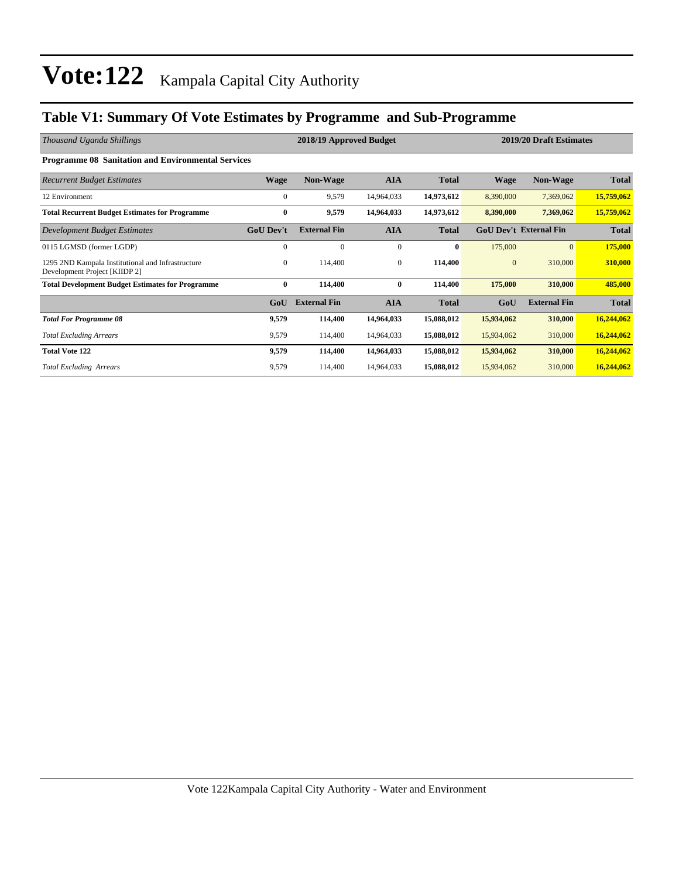# Vote:122 Kampala Capital City Authority

## Table V1: Summary Of Vote Estimates by Programme and Sub-Programme

| *Thousand Uganda Shillings* | 2018/19 Approved Budget | | | | 2019/20 Draft Estimates | | |
|---|---|---|---|---|---|---|---|
| **Programme 08 Sanitation and Environmental Services** | | | | | | | |
| *Recurrent Budget Estimates* | **Wage** | **Non-Wage** | **AIA** | **Total** | **Wage** | **Non-Wage** | **Total** |
| 12 Environment | 0 | 9,579 | 14,964,033 | **14,973,612** | 8,390,000 | 7,369,062 | **15,759,062** |
| **Total Recurrent Budget Estimates for Programme** | **0** | **9,579** | **14,964,033** | **14,973,612** | **8,390,000** | **7,369,062** | **15,759,062** |
| *Development Budget Estimates* | **GoU Dev't** | **External Fin** | **AIA** | **Total** | **GoU Dev't** | **External Fin** | **Total** |
| 0115 LGMSD (former LGDP) | 0 | 0 | 0 | **0** | 175,000 | 0 | **175,000** |
| 1295 2ND Kampala Institutional and Infrastructure Development Project [KIIDP 2] | 0 | 114,400 | 0 | **114,400** | 0 | 310,000 | **310,000** |
| **Total Development Budget Estimates for Programme** | **0** | **114,400** | **0** | **114,400** | **175,000** | **310,000** | **485,000** |
| | **GoU** | **External Fin** | **AIA** | **Total** | **GoU** | **External Fin** | **Total** |
| ***Total For Programme 08*** | **9,579** | **114,400** | **14,964,033** | **15,088,012** | **15,934,062** | **310,000** | **16,244,062** |
| *Total Excluding Arrears* | 9,579 | 114,400 | 14,964,033 | **15,088,012** | 15,934,062 | 310,000 | **16,244,062** |
| **Total Vote 122** | **9,579** | **114,400** | **14,964,033** | **15,088,012** | **15,934,062** | **310,000** | **16,244,062** |
| *Total Excluding Arrears* | 9,579 | 114,400 | 14,964,033 | **15,088,012** | 15,934,062 | 310,000 | **16,244,062** |

Vote 122Kampala Capital City Authority - Water and Environment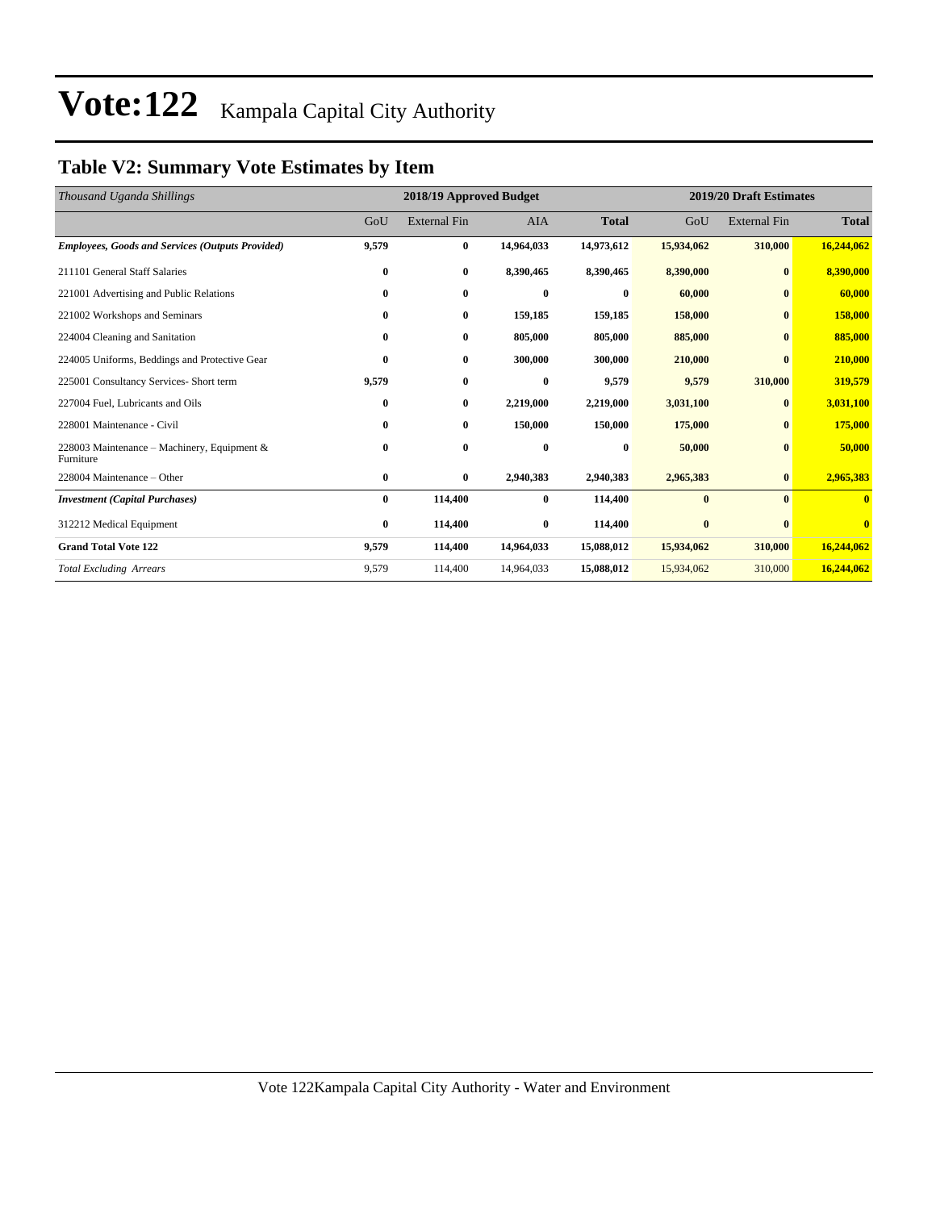# Vote:122 Kampala Capital City Authority

## Table V2: Summary Vote Estimates by Item

| *Thousand Uganda Shillings* | 2018/19 Approved Budget | | | | 2019/20 Draft Estimates | | |
|---|---|---|---|---|---|---|---|
| | GoU | External Fin | AIA | **Total** | GoU | External Fin | **Total** |
| ***Employees, Goods and Services (Outputs Provided)*** | **9,579** | **0** | **14,964,033** | **14,973,612** | **15,934,062** | **310,000** | **16,244,062** |
| 211101 General Staff Salaries | **0** | **0** | **8,390,465** | **8,390,465** | **8,390,000** | **0** | **8,390,000** |
| 221001 Advertising and Public Relations | **0** | **0** | **0** | **0** | **60,000** | **0** | **60,000** |
| 221002 Workshops and Seminars | **0** | **0** | **159,185** | **159,185** | **158,000** | **0** | **158,000** |
| 224004 Cleaning and Sanitation | **0** | **0** | **805,000** | **805,000** | **885,000** | **0** | **885,000** |
| 224005 Uniforms, Beddings and Protective Gear | **0** | **0** | **300,000** | **300,000** | **210,000** | **0** | **210,000** |
| 225001 Consultancy Services- Short term | **9,579** | **0** | **0** | **9,579** | **9,579** | **310,000** | **319,579** |
| 227004 Fuel, Lubricants and Oils | **0** | **0** | **2,219,000** | **2,219,000** | **3,031,100** | **0** | **3,031,100** |
| 228001 Maintenance - Civil | **0** | **0** | **150,000** | **150,000** | **175,000** | **0** | **175,000** |
| 228003 Maintenance – Machinery, Equipment & Furniture | **0** | **0** | **0** | **0** | **50,000** | **0** | **50,000** |
| 228004 Maintenance – Other | **0** | **0** | **2,940,383** | **2,940,383** | **2,965,383** | **0** | **2,965,383** |
| ***Investment (Capital Purchases)*** | **0** | **114,400** | **0** | **114,400** | **0** | **0** | **0** |
| 312212 Medical Equipment | **0** | **114,400** | **0** | **114,400** | **0** | **0** | **0** |
| **Grand Total Vote 122** | **9,579** | **114,400** | **14,964,033** | **15,088,012** | **15,934,062** | **310,000** | **16,244,062** |
| *Total Excluding Arrears* | 9,579 | 114,400 | 14,964,033 | **15,088,012** | 15,934,062 | 310,000 | **16,244,062** |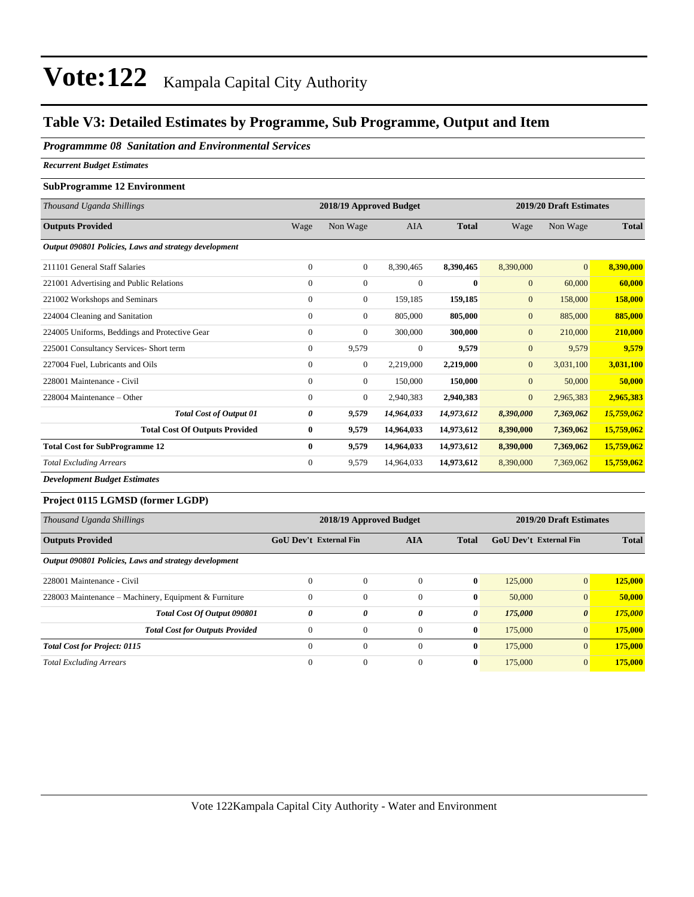# Vote:122 Kampala Capital City Authority

## Table V3: Detailed Estimates by Programme, Sub Programme, Output and Item

### *Programmme 08 Sanitation and Environmental Services*

***Recurrent Budget Estimates***

**SubProgramme 12 Environment**

| *Thousand Uganda Shillings* | 2018/19 Approved Budget | | | | 2019/20 Draft Estimates | | |
|---|---|---|---|---|---|---|---|
| **Outputs Provided** | Wage | Non Wage | AIA | **Total** | Wage | Non Wage | **Total** |
| ***Output 090801 Policies, Laws and strategy development*** | | | | | | | |
| 211101 General Staff Salaries | 0 | 0 | 8,390,465 | **8,390,465** | 8,390,000 | 0 | **8,390,000** |
| 221001 Advertising and Public Relations | 0 | 0 | 0 | **0** | 0 | 60,000 | **60,000** |
| 221002 Workshops and Seminars | 0 | 0 | 159,185 | **159,185** | 0 | 158,000 | **158,000** |
| 224004 Cleaning and Sanitation | 0 | 0 | 805,000 | **805,000** | 0 | 885,000 | **885,000** |
| 224005 Uniforms, Beddings and Protective Gear | 0 | 0 | 300,000 | **300,000** | 0 | 210,000 | **210,000** |
| 225001 Consultancy Services- Short term | 0 | 9,579 | 0 | **9,579** | 0 | 9,579 | **9,579** |
| 227004 Fuel, Lubricants and Oils | 0 | 0 | 2,219,000 | **2,219,000** | 0 | 3,031,100 | **3,031,100** |
| 228001 Maintenance - Civil | 0 | 0 | 150,000 | **150,000** | 0 | 50,000 | **50,000** |
| 228004 Maintenance – Other | 0 | 0 | 2,940,383 | **2,940,383** | 0 | 2,965,383 | **2,965,383** |
| ***Total Cost of Output 01*** | ***0*** | ***9,579*** | ***14,964,033*** | ***14,973,612*** | ***8,390,000*** | ***7,369,062*** | ***15,759,062*** |
| **Total Cost Of Outputs Provided** | **0** | **9,579** | **14,964,033** | **14,973,612** | **8,390,000** | **7,369,062** | **15,759,062** |
| **Total Cost for SubProgramme 12** | **0** | **9,579** | **14,964,033** | **14,973,612** | **8,390,000** | **7,369,062** | **15,759,062** |
| *Total Excluding Arrears* | 0 | 9,579 | 14,964,033 | **14,973,612** | 8,390,000 | 7,369,062 | **15,759,062** |

***Development Budget Estimates***

**Project 0115 LGMSD (former LGDP)**

| *Thousand Uganda Shillings* | 2018/19 Approved Budget | | | | 2019/20 Draft Estimates | | |
|---|---|---|---|---|---|---|---|
| **Outputs Provided** | **GoU Dev't** | **External Fin** | **AIA** | **Total** | **GoU Dev't** | **External Fin** | **Total** |
| ***Output 090801 Policies, Laws and strategy development*** | | | | | | | |
| 228001 Maintenance - Civil | 0 | 0 | 0 | **0** | 125,000 | 0 | **125,000** |
| 228003 Maintenance – Machinery, Equipment & Furniture | 0 | 0 | 0 | **0** | 50,000 | 0 | **50,000** |
| ***Total Cost Of Output 090801*** | ***0*** | ***0*** | ***0*** | ***0*** | ***175,000*** | ***0*** | ***175,000*** |
| ***Total Cost for Outputs Provided*** | 0 | 0 | 0 | **0** | 175,000 | 0 | **175,000** |
| ***Total Cost for Project: 0115*** | 0 | 0 | 0 | **0** | 175,000 | 0 | **175,000** |
| *Total Excluding Arrears* | 0 | 0 | 0 | **0** | 175,000 | 0 | **175,000** |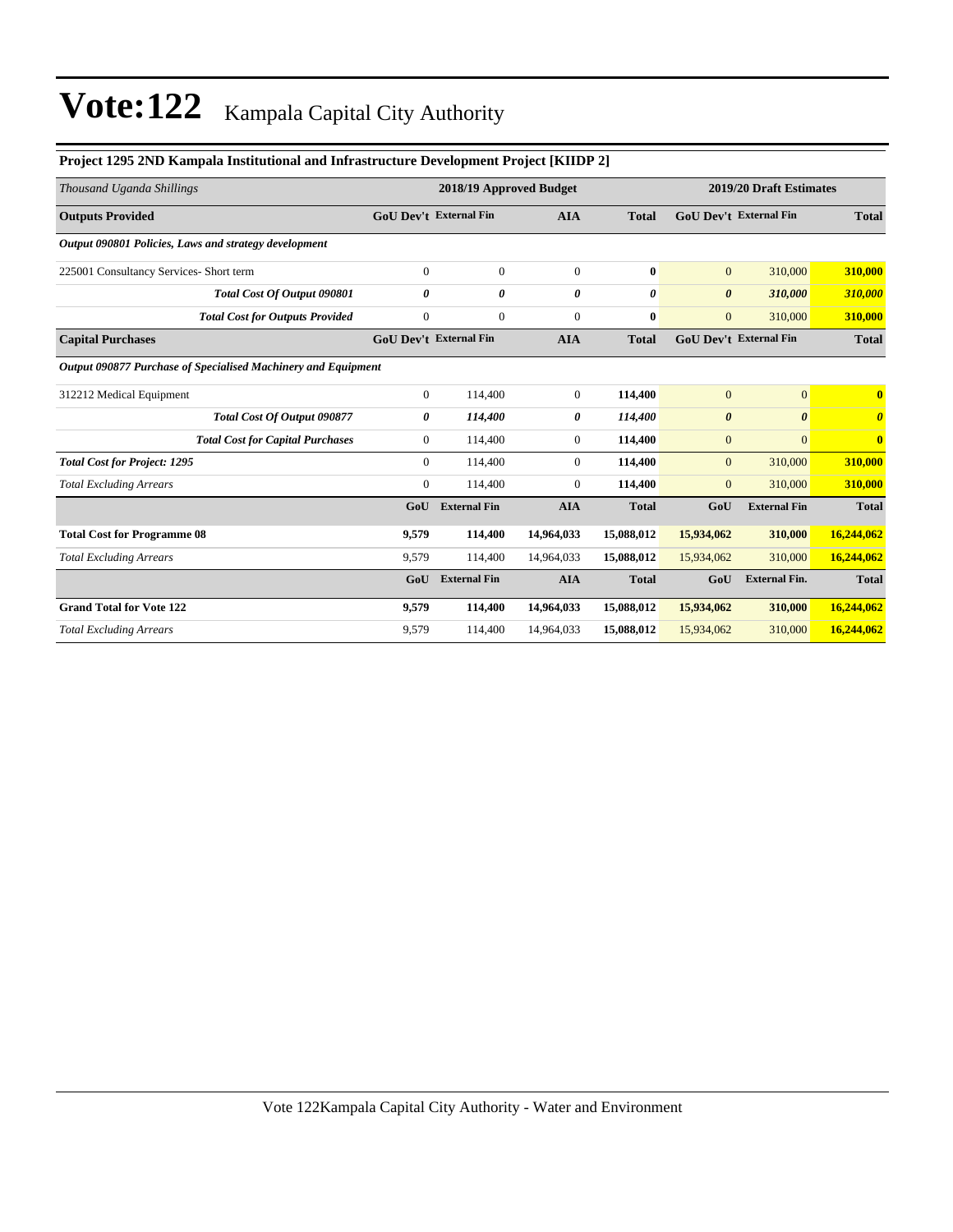# Vote:122 Kampala Capital City Authority

**Project 1295 2ND Kampala Institutional and Infrastructure Development Project [KIIDP 2]**

| *Thousand Uganda Shillings* | 2018/19 Approved Budget | | | | 2019/20 Draft Estimates | | |
|---|---|---|---|---|---|---|---|
| **Outputs Provided** | **GoU Dev't** | **External Fin** | **AIA** | **Total** | **GoU Dev't** | **External Fin** | **Total** |
| ***Output 090801 Policies, Laws and strategy development*** | | | | | | | |
| 225001 Consultancy Services- Short term | 0 | 0 | 0 | **0** | 0 | 310,000 | **310,000** |
| ***Total Cost Of Output 090801*** | ***0*** | ***0*** | ***0*** | ***0*** | ***0*** | ***310,000*** | ***310,000*** |
| ***Total Cost for Outputs Provided*** | 0 | 0 | 0 | **0** | 0 | 310,000 | **310,000** |
| **Capital Purchases** | **GoU Dev't** | **External Fin** | **AIA** | **Total** | **GoU Dev't** | **External Fin** | **Total** |
| ***Output 090877 Purchase of Specialised Machinery and Equipment*** | | | | | | | |
| 312212 Medical Equipment | 0 | 114,400 | 0 | **114,400** | 0 | 0 | **0** |
| ***Total Cost Of Output 090877*** | ***0*** | ***114,400*** | ***0*** | ***114,400*** | ***0*** | ***0*** | ***0*** |
| ***Total Cost for Capital Purchases*** | 0 | 114,400 | 0 | **114,400** | 0 | 0 | **0** |
| ***Total Cost for Project: 1295*** | 0 | 114,400 | 0 | **114,400** | 0 | 310,000 | **310,000** |
| *Total Excluding Arrears* | 0 | 114,400 | 0 | **114,400** | 0 | 310,000 | **310,000** |
| | **GoU** | **External Fin** | **AIA** | **Total** | **GoU** | **External Fin** | **Total** |
| **Total Cost for Programme 08** | **9,579** | **114,400** | **14,964,033** | **15,088,012** | **15,934,062** | **310,000** | **16,244,062** |
| *Total Excluding Arrears* | 9,579 | 114,400 | 14,964,033 | **15,088,012** | 15,934,062 | 310,000 | **16,244,062** |
| | **GoU** | **External Fin** | **AIA** | **Total** | **GoU** | **External Fin.** | **Total** |
| **Grand Total for Vote 122** | **9,579** | **114,400** | **14,964,033** | **15,088,012** | **15,934,062** | **310,000** | **16,244,062** |
| *Total Excluding Arrears* | 9,579 | 114,400 | 14,964,033 | **15,088,012** | 15,934,062 | 310,000 | **16,244,062** |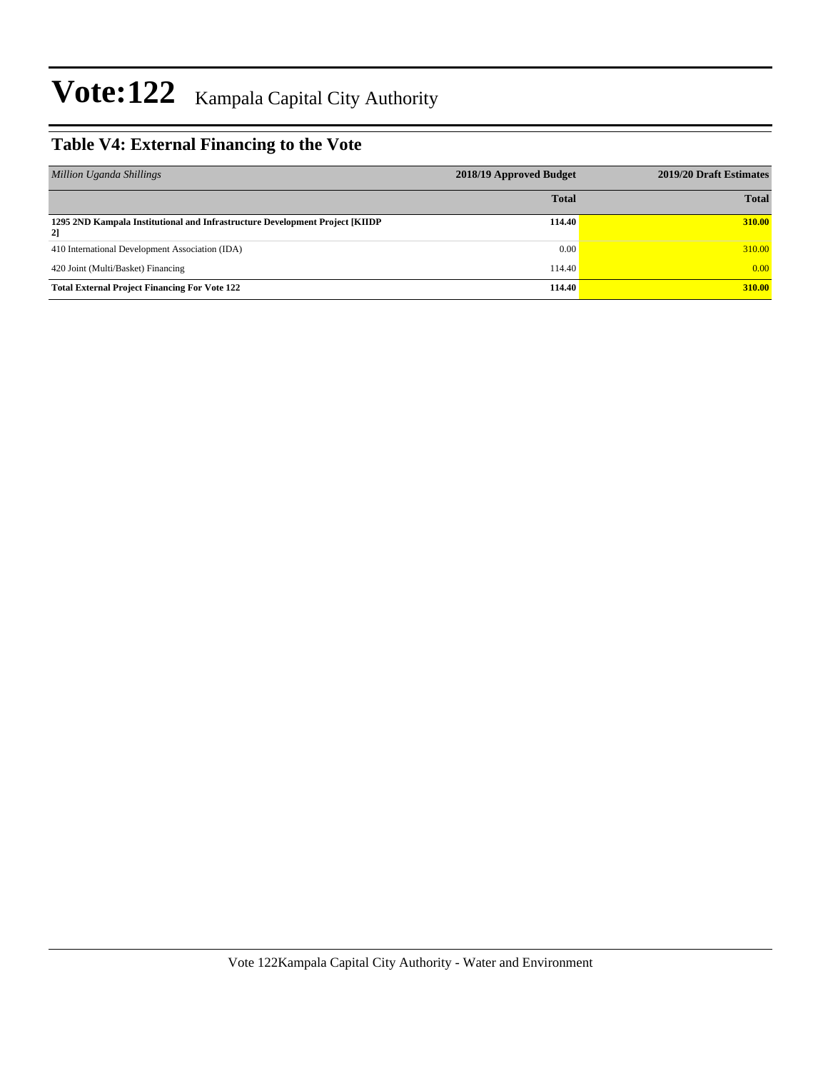# Vote:122 Kampala Capital City Authority

## Table V4: External Financing to the Vote

| *Million Uganda Shillings* | 2018/19 Approved Budget | 2019/20 Draft Estimates |
|---|---|---|
| | **Total** | **Total** |
| **1295 2ND Kampala Institutional and Infrastructure Development Project [KIIDP 2]** | **114.40** | **310.00** |
| 410 International Development Association (IDA) | 0.00 | 310.00 |
| 420 Joint (Multi/Basket) Financing | 114.40 | 0.00 |
| **Total External Project Financing For Vote 122** | **114.40** | **310.00** |